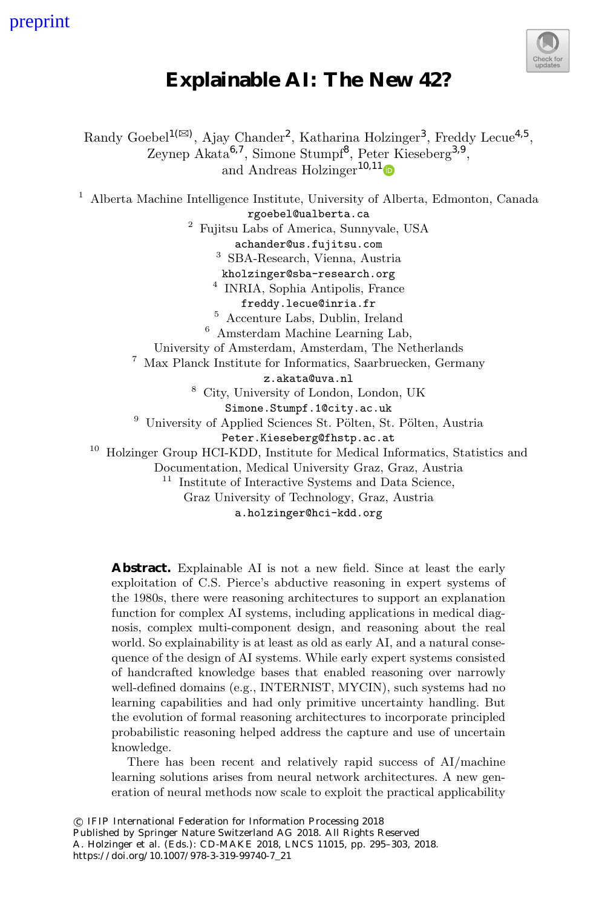preprint

# Explainable AI: The New 42?

Randy Goebel[1(✉)], Ajay Chander[2], Katharina Holzinger[3], Freddy Lecue[4,5], Zeynep Akata[6,7], Simone Stumpf[8], Peter Kieseberg[3,9], and Andreas Holzinger[10,11]

[1] Alberta Machine Intelligence Institute, University of Alberta, Edmonton, Canada
rgoebel@ualberta.ca

[2] Fujitsu Labs of America, Sunnyvale, USA
achander@us.fujitsu.com

[3] SBA-Research, Vienna, Austria
kholzinger@sba-research.org

[4] INRIA, Sophia Antipolis, France
freddy.lecue@inria.fr

[5] Accenture Labs, Dublin, Ireland

[6] Amsterdam Machine Learning Lab, University of Amsterdam, Amsterdam, The Netherlands

[7] Max Planck Institute for Informatics, Saarbruecken, Germany
z.akata@uva.nl

[8] City, University of London, London, UK
Simone.Stumpf.1@city.ac.uk

[9] University of Applied Sciences St. Pölten, St. Pölten, Austria
Peter.Kieseberg@fhstp.ac.at

[10] Holzinger Group HCI-KDD, Institute for Medical Informatics, Statistics and Documentation, Medical University Graz, Graz, Austria

[11] Institute of Interactive Systems and Data Science, Graz University of Technology, Graz, Austria
a.holzinger@hci-kdd.org

**Abstract.** Explainable AI is not a new field. Since at least the early exploitation of C.S. Pierce's abductive reasoning in expert systems of the 1980s, there were reasoning architectures to support an explanation function for complex AI systems, including applications in medical diagnosis, complex multi-component design, and reasoning about the real world. So explainability is at least as old as early AI, and a natural consequence of the design of AI systems. While early expert systems consisted of handcrafted knowledge bases that enabled reasoning over narrowly well-defined domains (e.g., INTERNIST, MYCIN), such systems had no learning capabilities and had only primitive uncertainty handling. But the evolution of formal reasoning architectures to incorporate principled probabilistic reasoning helped address the capture and use of uncertain knowledge.

There has been recent and relatively rapid success of AI/machine learning solutions arises from neural network architectures. A new generation of neural methods now scale to exploit the practical applicability

© IFIP International Federation for Information Processing 2018
Published by Springer Nature Switzerland AG 2018. All Rights Reserved
A. Holzinger et al. (Eds.): CD-MAKE 2018, LNCS 11015, pp. 295–303, 2018.
https://doi.org/10.1007/978-3-319-99740-7_21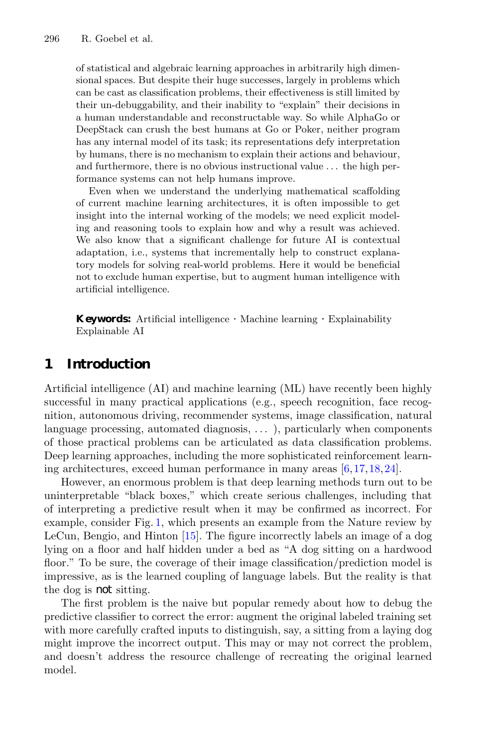of statistical and algebraic learning approaches in arbitrarily high dimensional spaces. But despite their huge successes, largely in problems which can be cast as classification problems, their effectiveness is still limited by their un-debuggability, and their inability to "explain" their decisions in a human understandable and reconstructable way. So while AlphaGo or DeepStack can crush the best humans at Go or Poker, neither program has any internal model of its task; its representations defy interpretation by humans, there is no mechanism to explain their actions and behaviour, and furthermore, there is no obvious instructional value ... the high performance systems can not help humans improve.

Even when we understand the underlying mathematical scaffolding of current machine learning architectures, it is often impossible to get insight into the internal working of the models; we need explicit modeling and reasoning tools to explain how and why a result was achieved. We also know that a significant challenge for future AI is contextual adaptation, i.e., systems that incrementally help to construct explanatory models for solving real-world problems. Here it would be beneficial not to exclude human expertise, but to augment human intelligence with artificial intelligence.

**Keywords:** Artificial intelligence · Machine learning · Explainability Explainable AI

## 1 Introduction

Artificial intelligence (AI) and machine learning (ML) have recently been highly successful in many practical applications (e.g., speech recognition, face recognition, autonomous driving, recommender systems, image classification, natural language processing, automated diagnosis, ... ), particularly when components of those practical problems can be articulated as data classification problems. Deep learning approaches, including the more sophisticated reinforcement learning architectures, exceed human performance in many areas [6,17,18,24].

However, an enormous problem is that deep learning methods turn out to be uninterpretable "black boxes," which create serious challenges, including that of interpreting a predictive result when it may be confirmed as incorrect. For example, consider Fig. 1, which presents an example from the Nature review by LeCun, Bengio, and Hinton [15]. The figure incorrectly labels an image of a dog lying on a floor and half hidden under a bed as "A dog sitting on a hardwood floor." To be sure, the coverage of their image classification/prediction model is impressive, as is the learned coupling of language labels. But the reality is that the dog is **not** sitting.

The first problem is the naive but popular remedy about how to debug the predictive classifier to correct the error: augment the original labeled training set with more carefully crafted inputs to distinguish, say, a sitting from a laying dog might improve the incorrect output. This may or may not correct the problem, and doesn't address the resource challenge of recreating the original learned model.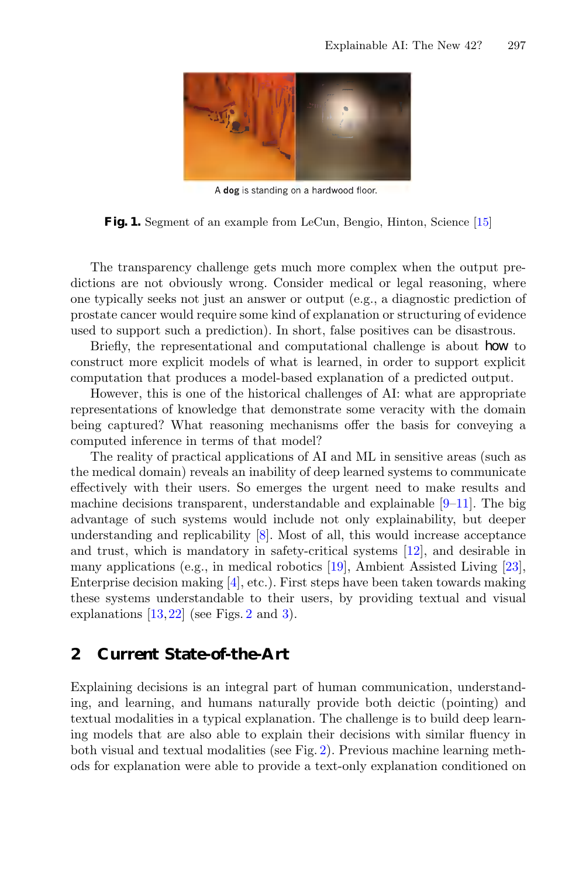A **dog** is standing on a hardwood floor.

**Fig. 1.** Segment of an example from LeCun, Bengio, Hinton, Science [15]

The transparency challenge gets much more complex when the output predictions are not obviously wrong. Consider medical or legal reasoning, where one typically seeks not just an answer or output (e.g., a diagnostic prediction of prostate cancer would require some kind of explanation or structuring of evidence used to support such a prediction). In short, false positives can be disastrous.

Briefly, the representational and computational challenge is about how to construct more explicit models of what is learned, in order to support explicit computation that produces a model-based explanation of a predicted output.

However, this is one of the historical challenges of AI: what are appropriate representations of knowledge that demonstrate some veracity with the domain being captured? What reasoning mechanisms offer the basis for conveying a computed inference in terms of that model?

The reality of practical applications of AI and ML in sensitive areas (such as the medical domain) reveals an inability of deep learned systems to communicate effectively with their users. So emerges the urgent need to make results and machine decisions transparent, understandable and explainable [9–11]. The big advantage of such systems would include not only explainability, but deeper understanding and replicability [8]. Most of all, this would increase acceptance and trust, which is mandatory in safety-critical systems [12], and desirable in many applications (e.g., in medical robotics [19], Ambient Assisted Living [23], Enterprise decision making [4], etc.). First steps have been taken towards making these systems understandable to their users, by providing textual and visual explanations [13,22] (see Figs. 2 and 3).

## 2 Current State-of-the-Art

Explaining decisions is an integral part of human communication, understanding, and learning, and humans naturally provide both deictic (pointing) and textual modalities in a typical explanation. The challenge is to build deep learning models that are also able to explain their decisions with similar fluency in both visual and textual modalities (see Fig. 2). Previous machine learning methods for explanation were able to provide a text-only explanation conditioned on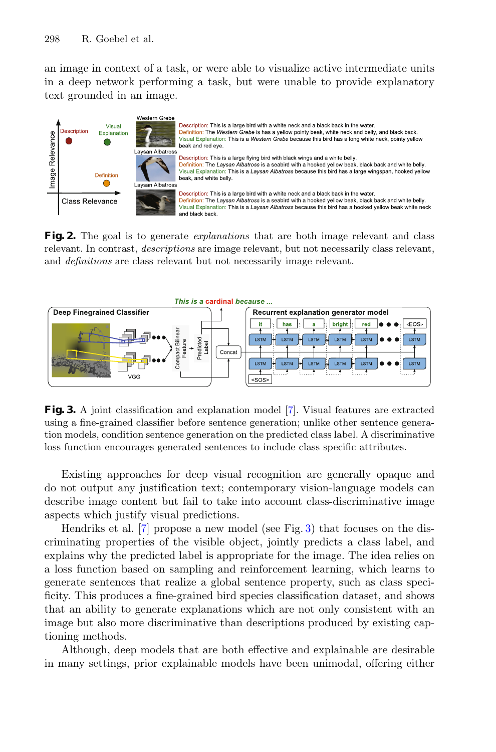an image in context of a task, or were able to visualize active intermediate units in a deep network performing a task, but were unable to provide explanatory text grounded in an image.

**Fig. 2.** The goal is to generate *explanations* that are both image relevant and class relevant. In contrast, *descriptions* are image relevant, but not necessarily class relevant, and *definitions* are class relevant but not necessarily image relevant.

**Fig. 3.** A joint classification and explanation model [7]. Visual features are extracted using a fine-grained classifier before sentence generation; unlike other sentence generation models, condition sentence generation on the predicted class label. A discriminative loss function encourages generated sentences to include class specific attributes.

Existing approaches for deep visual recognition are generally opaque and do not output any justification text; contemporary vision-language models can describe image content but fail to take into account class-discriminative image aspects which justify visual predictions.

Hendriks et al. [7] propose a new model (see Fig. 3) that focuses on the discriminating properties of the visible object, jointly predicts a class label, and explains why the predicted label is appropriate for the image. The idea relies on a loss function based on sampling and reinforcement learning, which learns to generate sentences that realize a global sentence property, such as class specificity. This produces a fine-grained bird species classification dataset, and shows that an ability to generate explanations which are not only consistent with an image but also more discriminative than descriptions produced by existing captioning methods.

Although, deep models that are both effective and explainable are desirable in many settings, prior explainable models have been unimodal, offering either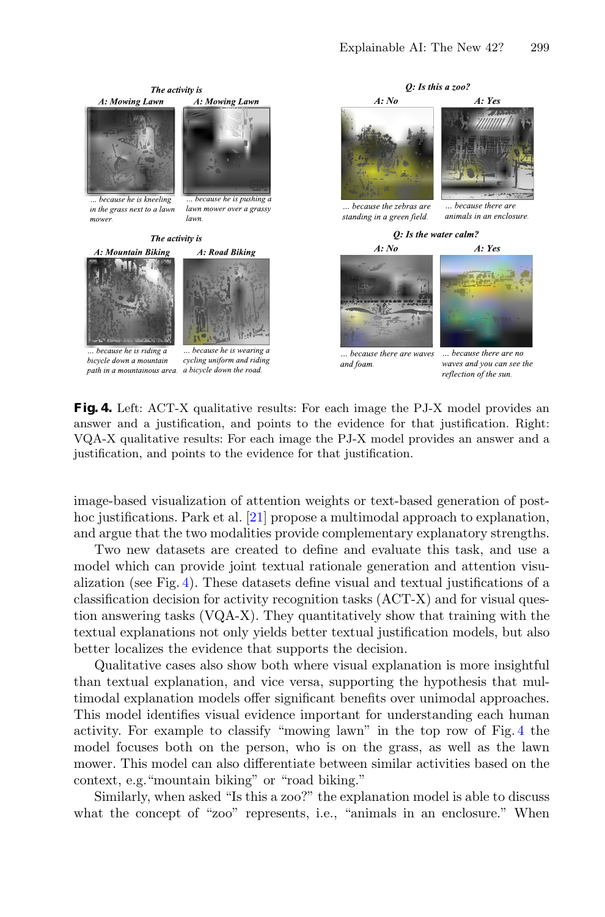**Fig. 4.** Left: ACT-X qualitative results: For each image the PJ-X model provides an answer and a justification, and points to the evidence for that justification. Right: VQA-X qualitative results: For each image the PJ-X model provides an answer and a justification, and points to the evidence for that justification.

image-based visualization of attention weights or text-based generation of post-hoc justifications. Park et al. [21] propose a multimodal approach to explanation, and argue that the two modalities provide complementary explanatory strengths.

Two new datasets are created to define and evaluate this task, and use a model which can provide joint textual rationale generation and attention visualization (see Fig. 4). These datasets define visual and textual justifications of a classification decision for activity recognition tasks (ACT-X) and for visual question answering tasks (VQA-X). They quantitatively show that training with the textual explanations not only yields better textual justification models, but also better localizes the evidence that supports the decision.

Qualitative cases also show both where visual explanation is more insightful than textual explanation, and vice versa, supporting the hypothesis that multimodal explanation models offer significant benefits over unimodal approaches. This model identifies visual evidence important for understanding each human activity. For example to classify "mowing lawn" in the top row of Fig. 4 the model focuses both on the person, who is on the grass, as well as the lawn mower. This model can also differentiate between similar activities based on the context, e.g. "mountain biking" or "road biking."

Similarly, when asked "Is this a zoo?" the explanation model is able to discuss what the concept of "zoo" represents, i.e., "animals in an enclosure." When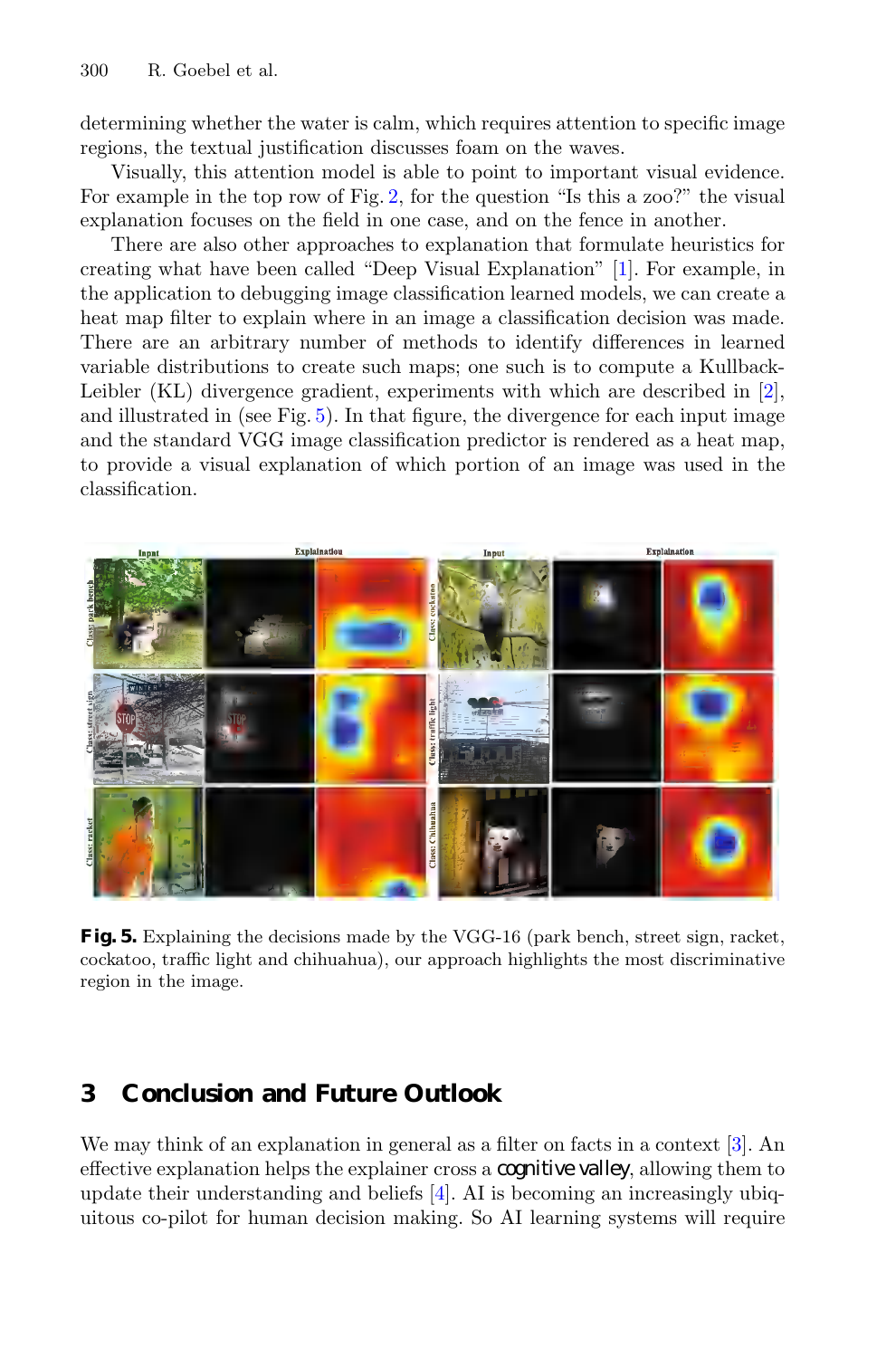determining whether the water is calm, which requires attention to specific image regions, the textual justification discusses foam on the waves.

Visually, this attention model is able to point to important visual evidence. For example in the top row of Fig. 2, for the question "Is this a zoo?" the visual explanation focuses on the field in one case, and on the fence in another.

There are also other approaches to explanation that formulate heuristics for creating what have been called "Deep Visual Explanation" [1]. For example, in the application to debugging image classification learned models, we can create a heat map filter to explain where in an image a classification decision was made. There are an arbitrary number of methods to identify differences in learned variable distributions to create such maps; one such is to compute a Kullback-Leibler (KL) divergence gradient, experiments with which are described in [2], and illustrated in (see Fig. 5). In that figure, the divergence for each input image and the standard VGG image classification predictor is rendered as a heat map, to provide a visual explanation of which portion of an image was used in the classification.

**Fig. 5.** Explaining the decisions made by the VGG-16 (park bench, street sign, racket, cockatoo, traffic light and chihuahua), our approach highlights the most discriminative region in the image.

## 3 Conclusion and Future Outlook

We may think of an explanation in general as a filter on facts in a context [3]. An effective explanation helps the explainer cross a *cognitive valley*, allowing them to update their understanding and beliefs [4]. AI is becoming an increasingly ubiquitous co-pilot for human decision making. So AI learning systems will require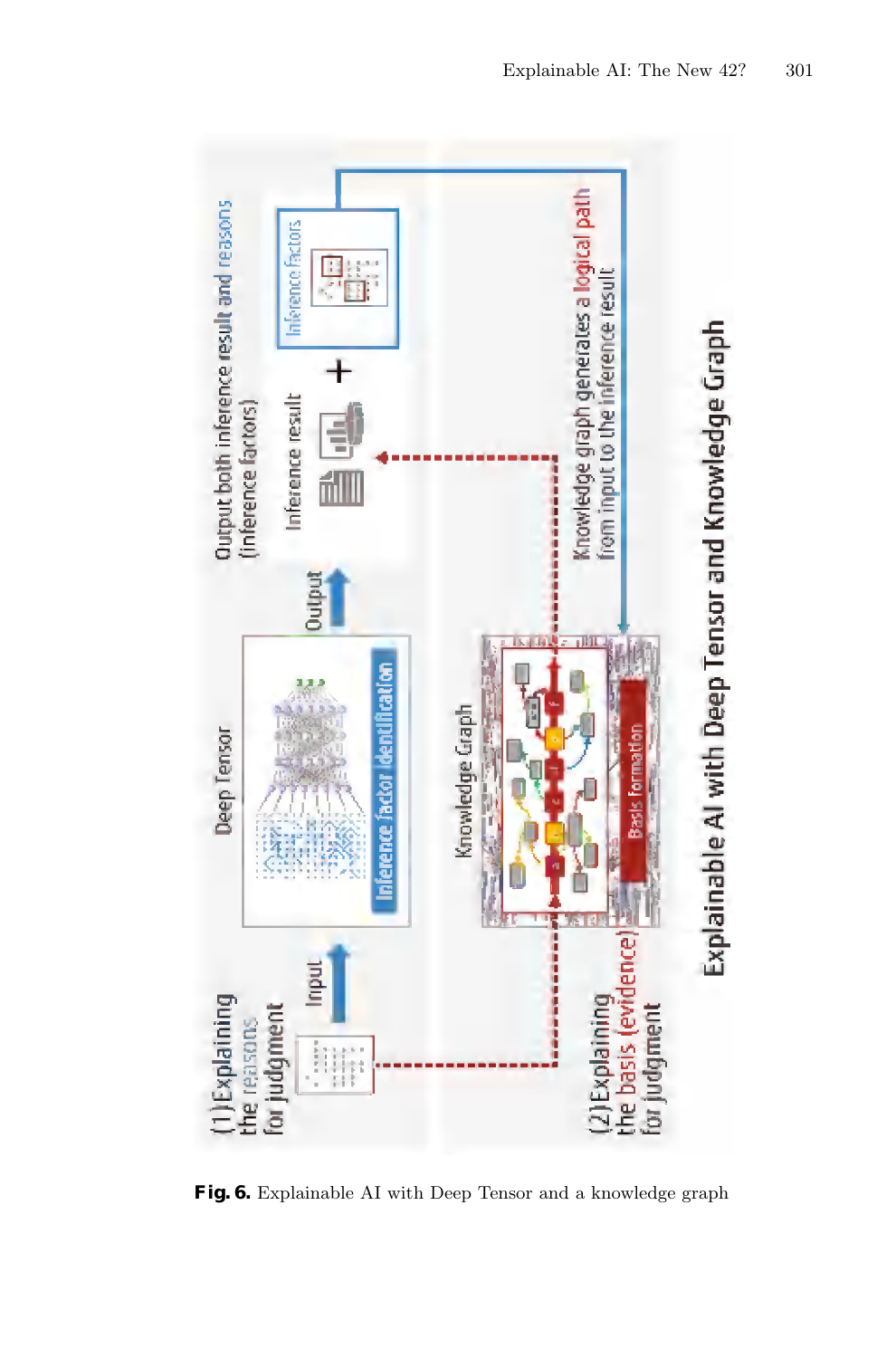Fig. 6. Explainable AI with Deep Tensor and a knowledge graph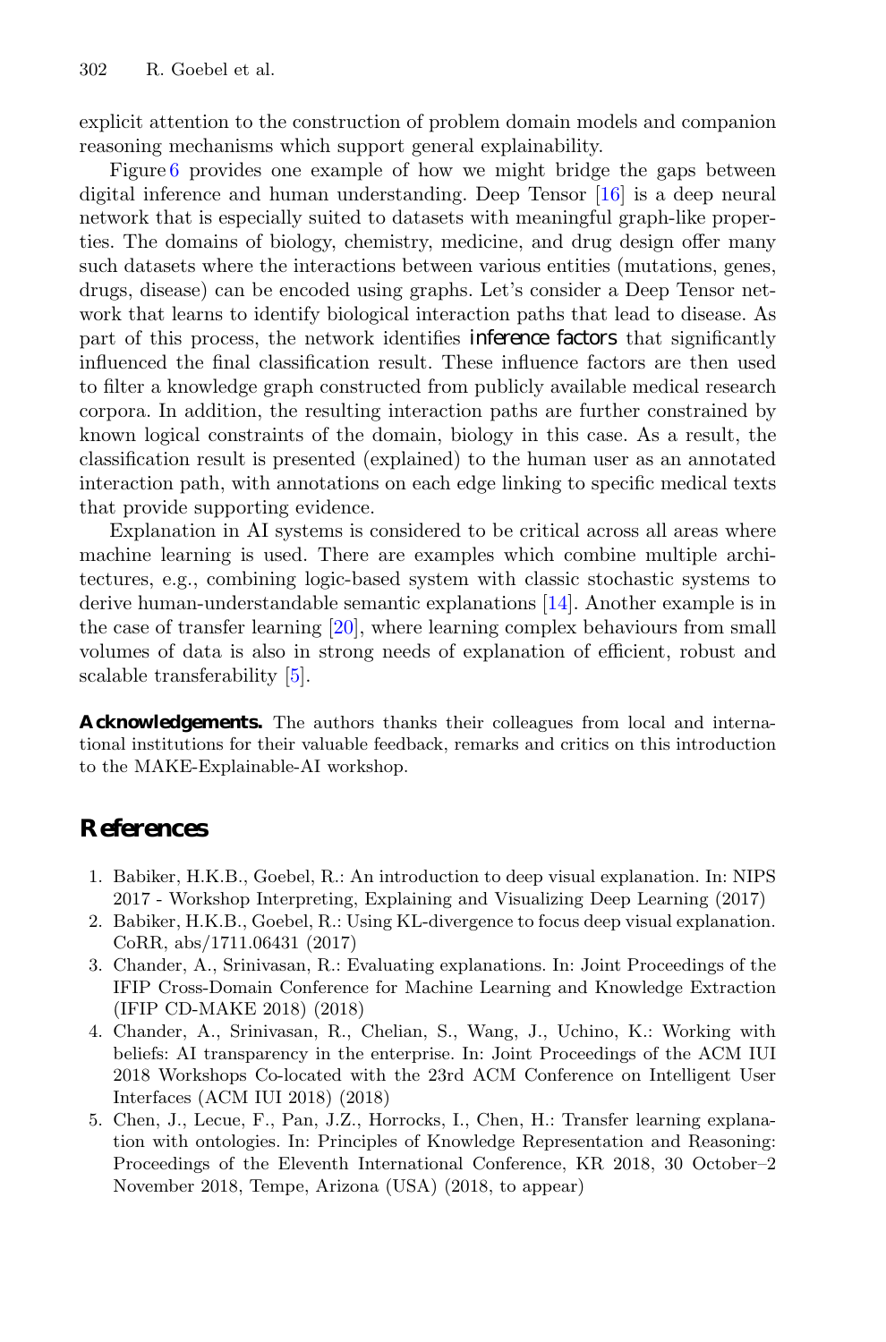explicit attention to the construction of problem domain models and companion reasoning mechanisms which support general explainability.

Figure 6 provides one example of how we might bridge the gaps between digital inference and human understanding. Deep Tensor [16] is a deep neural network that is especially suited to datasets with meaningful graph-like properties. The domains of biology, chemistry, medicine, and drug design offer many such datasets where the interactions between various entities (mutations, genes, drugs, disease) can be encoded using graphs. Let's consider a Deep Tensor network that learns to identify biological interaction paths that lead to disease. As part of this process, the network identifies inference factors that significantly influenced the final classification result. These influence factors are then used to filter a knowledge graph constructed from publicly available medical research corpora. In addition, the resulting interaction paths are further constrained by known logical constraints of the domain, biology in this case. As a result, the classification result is presented (explained) to the human user as an annotated interaction path, with annotations on each edge linking to specific medical texts that provide supporting evidence.

Explanation in AI systems is considered to be critical across all areas where machine learning is used. There are examples which combine multiple architectures, e.g., combining logic-based system with classic stochastic systems to derive human-understandable semantic explanations [14]. Another example is in the case of transfer learning [20], where learning complex behaviours from small volumes of data is also in strong needs of explanation of efficient, robust and scalable transferability [5].

**Acknowledgements.** The authors thanks their colleagues from local and international institutions for their valuable feedback, remarks and critics on this introduction to the MAKE-Explainable-AI workshop.

## References

1. Babiker, H.K.B., Goebel, R.: An introduction to deep visual explanation. In: NIPS 2017 - Workshop Interpreting, Explaining and Visualizing Deep Learning (2017)
2. Babiker, H.K.B., Goebel, R.: Using KL-divergence to focus deep visual explanation. CoRR, abs/1711.06431 (2017)
3. Chander, A., Srinivasan, R.: Evaluating explanations. In: Joint Proceedings of the IFIP Cross-Domain Conference for Machine Learning and Knowledge Extraction (IFIP CD-MAKE 2018) (2018)
4. Chander, A., Srinivasan, R., Chelian, S., Wang, J., Uchino, K.: Working with beliefs: AI transparency in the enterprise. In: Joint Proceedings of the ACM IUI 2018 Workshops Co-located with the 23rd ACM Conference on Intelligent User Interfaces (ACM IUI 2018) (2018)
5. Chen, J., Lecue, F., Pan, J.Z., Horrocks, I., Chen, H.: Transfer learning explanation with ontologies. In: Principles of Knowledge Representation and Reasoning: Proceedings of the Eleventh International Conference, KR 2018, 30 October–2 November 2018, Tempe, Arizona (USA) (2018, to appear)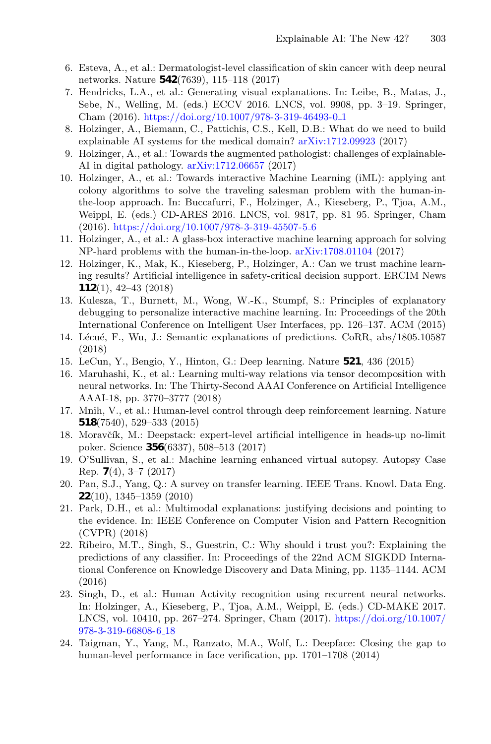6. Esteva, A., et al.: Dermatologist-level classification of skin cancer with deep neural networks. Nature **542**(7639), 115–118 (2017)
7. Hendricks, L.A., et al.: Generating visual explanations. In: Leibe, B., Matas, J., Sebe, N., Welling, M. (eds.) ECCV 2016. LNCS, vol. 9908, pp. 3–19. Springer, Cham (2016). https://doi.org/10.1007/978-3-319-46493-0_1
8. Holzinger, A., Biemann, C., Pattichis, C.S., Kell, D.B.: What do we need to build explainable AI systems for the medical domain? arXiv:1712.09923 (2017)
9. Holzinger, A., et al.: Towards the augmented pathologist: challenges of explainable-AI in digital pathology. arXiv:1712.06657 (2017)
10. Holzinger, A., et al.: Towards interactive Machine Learning (iML): applying ant colony algorithms to solve the traveling salesman problem with the human-in-the-loop approach. In: Buccafurri, F., Holzinger, A., Kieseberg, P., Tjoa, A.M., Weippl, E. (eds.) CD-ARES 2016. LNCS, vol. 9817, pp. 81–95. Springer, Cham (2016). https://doi.org/10.1007/978-3-319-45507-5_6
11. Holzinger, A., et al.: A glass-box interactive machine learning approach for solving NP-hard problems with the human-in-the-loop. arXiv:1708.01104 (2017)
12. Holzinger, K., Mak, K., Kieseberg, P., Holzinger, A.: Can we trust machine learning results? Artificial intelligence in safety-critical decision support. ERCIM News **112**(1), 42–43 (2018)
13. Kulesza, T., Burnett, M., Wong, W.-K., Stumpf, S.: Principles of explanatory debugging to personalize interactive machine learning. In: Proceedings of the 20th International Conference on Intelligent User Interfaces, pp. 126–137. ACM (2015)
14. Lécué, F., Wu, J.: Semantic explanations of predictions. CoRR, abs/1805.10587 (2018)
15. LeCun, Y., Bengio, Y., Hinton, G.: Deep learning. Nature **521**, 436 (2015)
16. Maruhashi, K., et al.: Learning multi-way relations via tensor decomposition with neural networks. In: The Thirty-Second AAAI Conference on Artificial Intelligence AAAI-18, pp. 3770–3777 (2018)
17. Mnih, V., et al.: Human-level control through deep reinforcement learning. Nature **518**(7540), 529–533 (2015)
18. Moravčík, M.: Deepstack: expert-level artificial intelligence in heads-up no-limit poker. Science **356**(6337), 508–513 (2017)
19. O'Sullivan, S., et al.: Machine learning enhanced virtual autopsy. Autopsy Case Rep. **7**(4), 3–7 (2017)
20. Pan, S.J., Yang, Q.: A survey on transfer learning. IEEE Trans. Knowl. Data Eng. **22**(10), 1345–1359 (2010)
21. Park, D.H., et al.: Multimodal explanations: justifying decisions and pointing to the evidence. In: IEEE Conference on Computer Vision and Pattern Recognition (CVPR) (2018)
22. Ribeiro, M.T., Singh, S., Guestrin, C.: Why should i trust you?: Explaining the predictions of any classifier. In: Proceedings of the 22nd ACM SIGKDD International Conference on Knowledge Discovery and Data Mining, pp. 1135–1144. ACM (2016)
23. Singh, D., et al.: Human Activity recognition using recurrent neural networks. In: Holzinger, A., Kieseberg, P., Tjoa, A.M., Weippl, E. (eds.) CD-MAKE 2017. LNCS, vol. 10410, pp. 267–274. Springer, Cham (2017). https://doi.org/10.1007/978-3-319-66808-6_18
24. Taigman, Y., Yang, M., Ranzato, M.A., Wolf, L.: Deepface: Closing the gap to human-level performance in face verification, pp. 1701–1708 (2014)